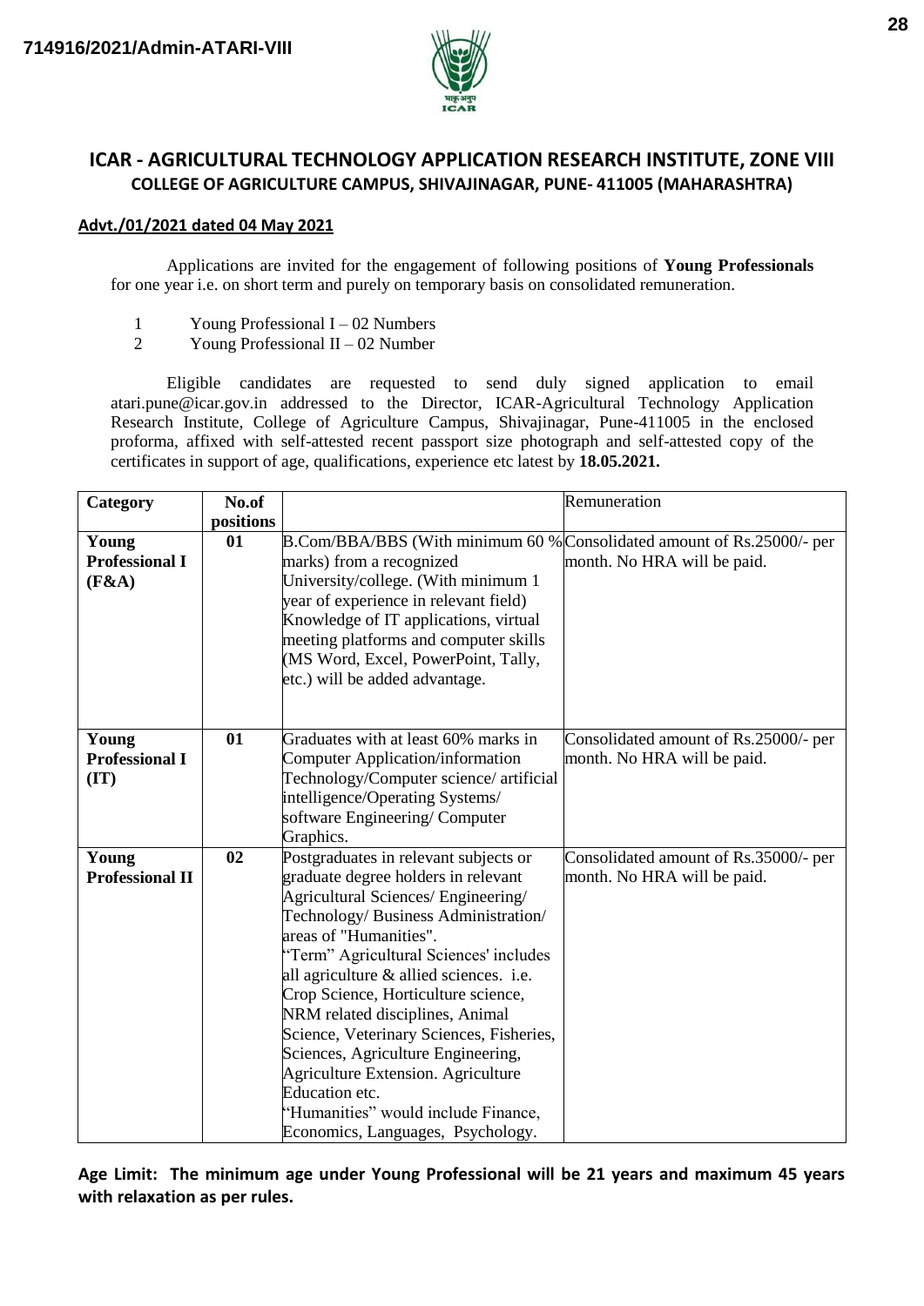714916/2021/Admin-ATARI-VIII

# ICAR - AGRICULTURAL TECHNOLOGY APPLICATION RESEARCH INSTITUTE, ZONE VIII

## COLLEGE OF AGRICULTURE CAMPUS, SHIVAJINAGAR, PUNE- 411005 (MAHARASHTRA)

**Advt./01/2021 dated 04 May 2021**

Applications are invited for the engagement of following positions of **Young Professionals** for one year i.e. on short term and purely on temporary basis on consolidated remuneration.

1 Young Professional I – 02 Numbers
2 Young Professional II – 02 Number

Eligible candidates are requested to send duly signed application to email atari.pune@icar.gov.in addressed to the Director, ICAR-Agricultural Technology Application Research Institute, College of Agriculture Campus, Shivajinagar, Pune-411005 in the enclosed proforma, affixed with self-attested recent passport size photograph and self-attested copy of the certificates in support of age, qualifications, experience etc latest by **18.05.2021.**

| Category | No.of positions | | Remuneration |
|---|---|---|---|
| **Young Professional I (F&A)** | **01** | B.Com/BBA/BBS (With minimum 60 % marks) from a recognized University/college. (With minimum 1 year of experience in relevant field) Knowledge of IT applications, virtual meeting platforms and computer skills (MS Word, Excel, PowerPoint, Tally, etc.) will be added advantage. | Consolidated amount of Rs.25000/- per month. No HRA will be paid. |
| **Young Professional I (IT)** | **01** | Graduates with at least 60% marks in Computer Application/information Technology/Computer science/ artificial intelligence/Operating Systems/ software Engineering/ Computer Graphics. | Consolidated amount of Rs.25000/- per month. No HRA will be paid. |
| **Young Professional II** | **02** | Postgraduates in relevant subjects or graduate degree holders in relevant Agricultural Sciences/ Engineering/ Technology/ Business Administration/ areas of "Humanities". "Term" Agricultural Sciences' includes all agriculture & allied sciences. i.e. Crop Science, Horticulture science, NRM related disciplines, Animal Science, Veterinary Sciences, Fisheries, Sciences, Agriculture Engineering, Agriculture Extension. Agriculture Education etc. "Humanities" would include Finance, Economics, Languages, Psychology. | Consolidated amount of Rs.35000/- per month. No HRA will be paid. |

**Age Limit: The minimum age under Young Professional will be 21 years and maximum 45 years with relaxation as per rules.**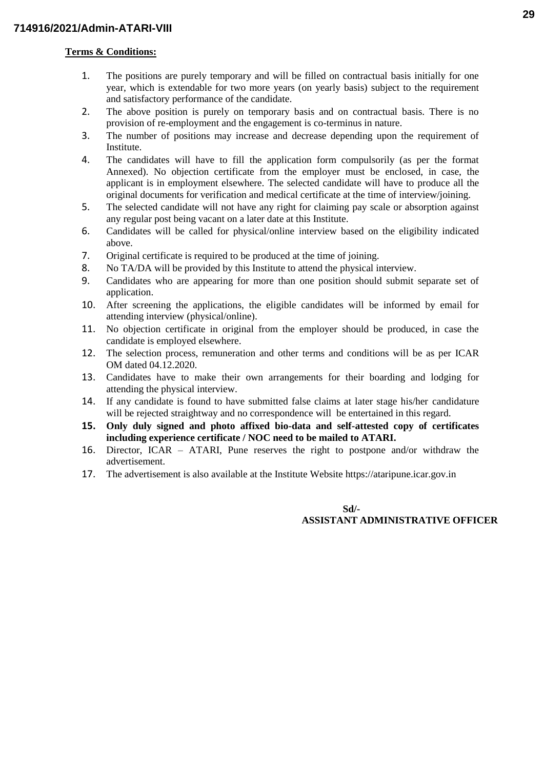**Terms & Conditions:**

1. The positions are purely temporary and will be filled on contractual basis initially for one year, which is extendable for two more years (on yearly basis) subject to the requirement and satisfactory performance of the candidate.
2. The above position is purely on temporary basis and on contractual basis. There is no provision of re-employment and the engagement is co-terminus in nature.
3. The number of positions may increase and decrease depending upon the requirement of Institute.
4. The candidates will have to fill the application form compulsorily (as per the format Annexed). No objection certificate from the employer must be enclosed, in case, the applicant is in employment elsewhere. The selected candidate will have to produce all the original documents for verification and medical certificate at the time of interview/joining.
5. The selected candidate will not have any right for claiming pay scale or absorption against any regular post being vacant on a later date at this Institute.
6. Candidates will be called for physical/online interview based on the eligibility indicated above.
7. Original certificate is required to be produced at the time of joining.
8. No TA/DA will be provided by this Institute to attend the physical interview.
9. Candidates who are appearing for more than one position should submit separate set of application.
10. After screening the applications, the eligible candidates will be informed by email for attending interview (physical/online).
11. No objection certificate in original from the employer should be produced, in case the candidate is employed elsewhere.
12. The selection process, remuneration and other terms and conditions will be as per ICAR OM dated 04.12.2020.
13. Candidates have to make their own arrangements for their boarding and lodging for attending the physical interview.
14. If any candidate is found to have submitted false claims at later stage his/her candidature will be rejected straightway and no correspondence will be entertained in this regard.
15. **Only duly signed and photo affixed bio-data and self-attested copy of certificates including experience certificate / NOC need to be mailed to ATARI.**
16. Director, ICAR – ATARI, Pune reserves the right to postpone and/or withdraw the advertisement.
17. The advertisement is also available at the Institute Website https://ataripune.icar.gov.in

**Sd/-**
**ASSISTANT ADMINISTRATIVE OFFICER**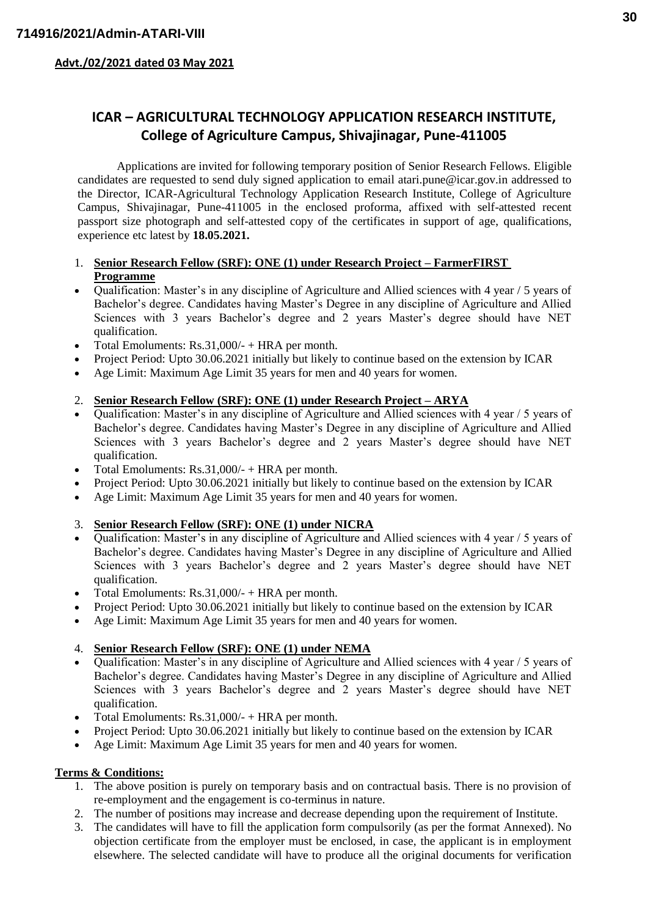**714916/2021/Admin-ATARI-VIII**

**Advt./02/2021 dated 03 May 2021**

## ICAR – AGRICULTURAL TECHNOLOGY APPLICATION RESEARCH INSTITUTE, College of Agriculture Campus, Shivajinagar, Pune-411005

Applications are invited for following temporary position of Senior Research Fellows. Eligible candidates are requested to send duly signed application to email atari.pune@icar.gov.in addressed to the Director, ICAR-Agricultural Technology Application Research Institute, College of Agriculture Campus, Shivajinagar, Pune-411005 in the enclosed proforma, affixed with self-attested recent passport size photograph and self-attested copy of the certificates in support of age, qualifications, experience etc latest by **18.05.2021.**

1. **Senior Research Fellow (SRF): ONE (1) under Research Project – FarmerFIRST Programme**

- Qualification: Master's in any discipline of Agriculture and Allied sciences with 4 year / 5 years of Bachelor's degree. Candidates having Master's Degree in any discipline of Agriculture and Allied Sciences with 3 years Bachelor's degree and 2 years Master's degree should have NET qualification.
- Total Emoluments: Rs.31,000/- + HRA per month.
- Project Period: Upto 30.06.2021 initially but likely to continue based on the extension by ICAR
- Age Limit: Maximum Age Limit 35 years for men and 40 years for women.

2. **Senior Research Fellow (SRF): ONE (1) under Research Project – ARYA**

- Qualification: Master's in any discipline of Agriculture and Allied sciences with 4 year / 5 years of Bachelor's degree. Candidates having Master's Degree in any discipline of Agriculture and Allied Sciences with 3 years Bachelor's degree and 2 years Master's degree should have NET qualification.
- Total Emoluments: Rs.31,000/- + HRA per month.
- Project Period: Upto 30.06.2021 initially but likely to continue based on the extension by ICAR
- Age Limit: Maximum Age Limit 35 years for men and 40 years for women.

3. **Senior Research Fellow (SRF): ONE (1) under NICRA**

- Qualification: Master's in any discipline of Agriculture and Allied sciences with 4 year / 5 years of Bachelor's degree. Candidates having Master's Degree in any discipline of Agriculture and Allied Sciences with 3 years Bachelor's degree and 2 years Master's degree should have NET qualification.
- Total Emoluments: Rs.31,000/- + HRA per month.
- Project Period: Upto 30.06.2021 initially but likely to continue based on the extension by ICAR
- Age Limit: Maximum Age Limit 35 years for men and 40 years for women.

4. **Senior Research Fellow (SRF): ONE (1) under NEMA**

- Qualification: Master's in any discipline of Agriculture and Allied sciences with 4 year / 5 years of Bachelor's degree. Candidates having Master's Degree in any discipline of Agriculture and Allied Sciences with 3 years Bachelor's degree and 2 years Master's degree should have NET qualification.
- Total Emoluments: Rs.31,000/- + HRA per month.
- Project Period: Upto 30.06.2021 initially but likely to continue based on the extension by ICAR
- Age Limit: Maximum Age Limit 35 years for men and 40 years for women.

**Terms & Conditions:**

1. The above position is purely on temporary basis and on contractual basis. There is no provision of re-employment and the engagement is co-terminus in nature.
2. The number of positions may increase and decrease depending upon the requirement of Institute.
3. The candidates will have to fill the application form compulsorily (as per the format Annexed). No objection certificate from the employer must be enclosed, in case, the applicant is in employment elsewhere. The selected candidate will have to produce all the original documents for verification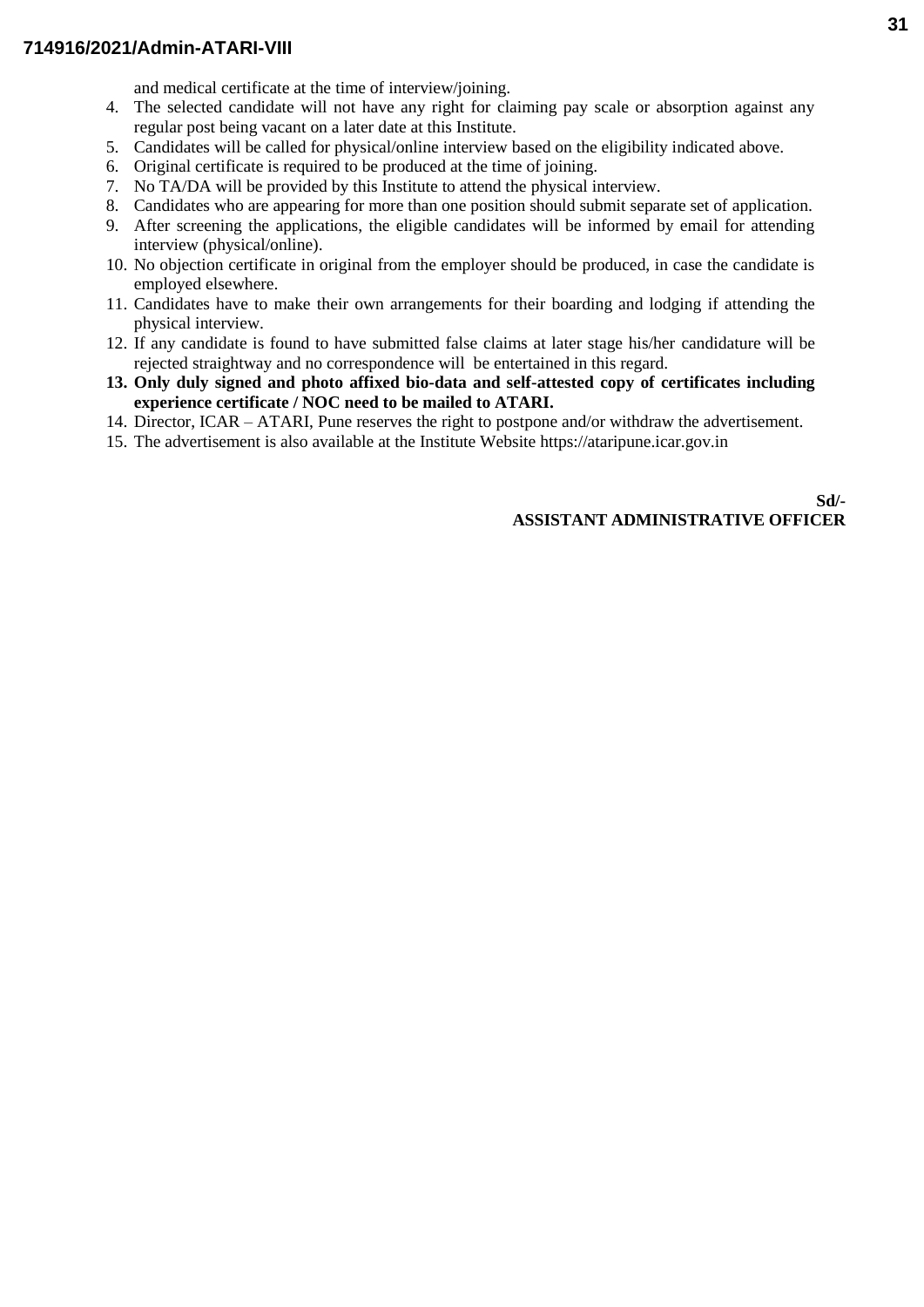and medical certificate at the time of interview/joining.

4. The selected candidate will not have any right for claiming pay scale or absorption against any regular post being vacant on a later date at this Institute.
5. Candidates will be called for physical/online interview based on the eligibility indicated above.
6. Original certificate is required to be produced at the time of joining.
7. No TA/DA will be provided by this Institute to attend the physical interview.
8. Candidates who are appearing for more than one position should submit separate set of application.
9. After screening the applications, the eligible candidates will be informed by email for attending interview (physical/online).
10. No objection certificate in original from the employer should be produced, in case the candidate is employed elsewhere.
11. Candidates have to make their own arrangements for their boarding and lodging if attending the physical interview.
12. If any candidate is found to have submitted false claims at later stage his/her candidature will be rejected straightway and no correspondence will be entertained in this regard.
13. **Only duly signed and photo affixed bio-data and self-attested copy of certificates including experience certificate / NOC need to be mailed to ATARI.**
14. Director, ICAR – ATARI, Pune reserves the right to postpone and/or withdraw the advertisement.
15. The advertisement is also available at the Institute Website https://ataripune.icar.gov.in

**Sd/-**
**ASSISTANT ADMINISTRATIVE OFFICER**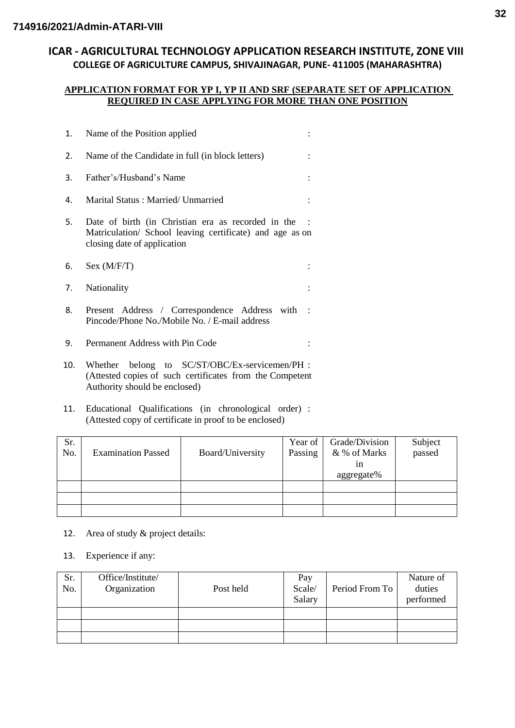714916/2021/Admin-ATARI-VIII

# ICAR - AGRICULTURAL TECHNOLOGY APPLICATION RESEARCH INSTITUTE, ZONE VIII

## COLLEGE OF AGRICULTURE CAMPUS, SHIVAJINAGAR, PUNE- 411005 (MAHARASHTRA)

**APPLICATION FORMAT FOR YP I, YP II AND SRF (SEPARATE SET OF APPLICATION REQUIRED IN CASE APPLYING FOR MORE THAN ONE POSITION**

1. Name of the Position applied :
2. Name of the Candidate in full (in block letters) :
3. Father's/Husband's Name :
4. Marital Status : Married/ Unmarried :
5. Date of birth (in Christian era as recorded in the Matriculation/ School leaving certificate) and age as on closing date of application :
6. Sex (M/F/T) :
7. Nationality :
8. Present Address / Correspondence Address with Pincode/Phone No./Mobile No. / E-mail address :
9. Permanent Address with Pin Code :
10. Whether belong to SC/ST/OBC/Ex-servicemen/PH (Attested copies of such certificates from the Competent Authority should be enclosed) :
11. Educational Qualifications (in chronological order) (Attested copy of certificate in proof to be enclosed) :

| Sr. No. | Examination Passed | Board/University | Year of Passing | Grade/Division & % of Marks in aggregate% | Subject passed |
|---|---|---|---|---|---|
| | | | | | |
| | | | | | |
| | | | | | |

12. Area of study & project details:
13. Experience if any:

| Sr. No. | Office/Institute/ Organization | Post held | Pay Scale/ Salary | Period From To | Nature of duties performed |
|---|---|---|---|---|---|
| | | | | | |
| | | | | | |
| | | | | | |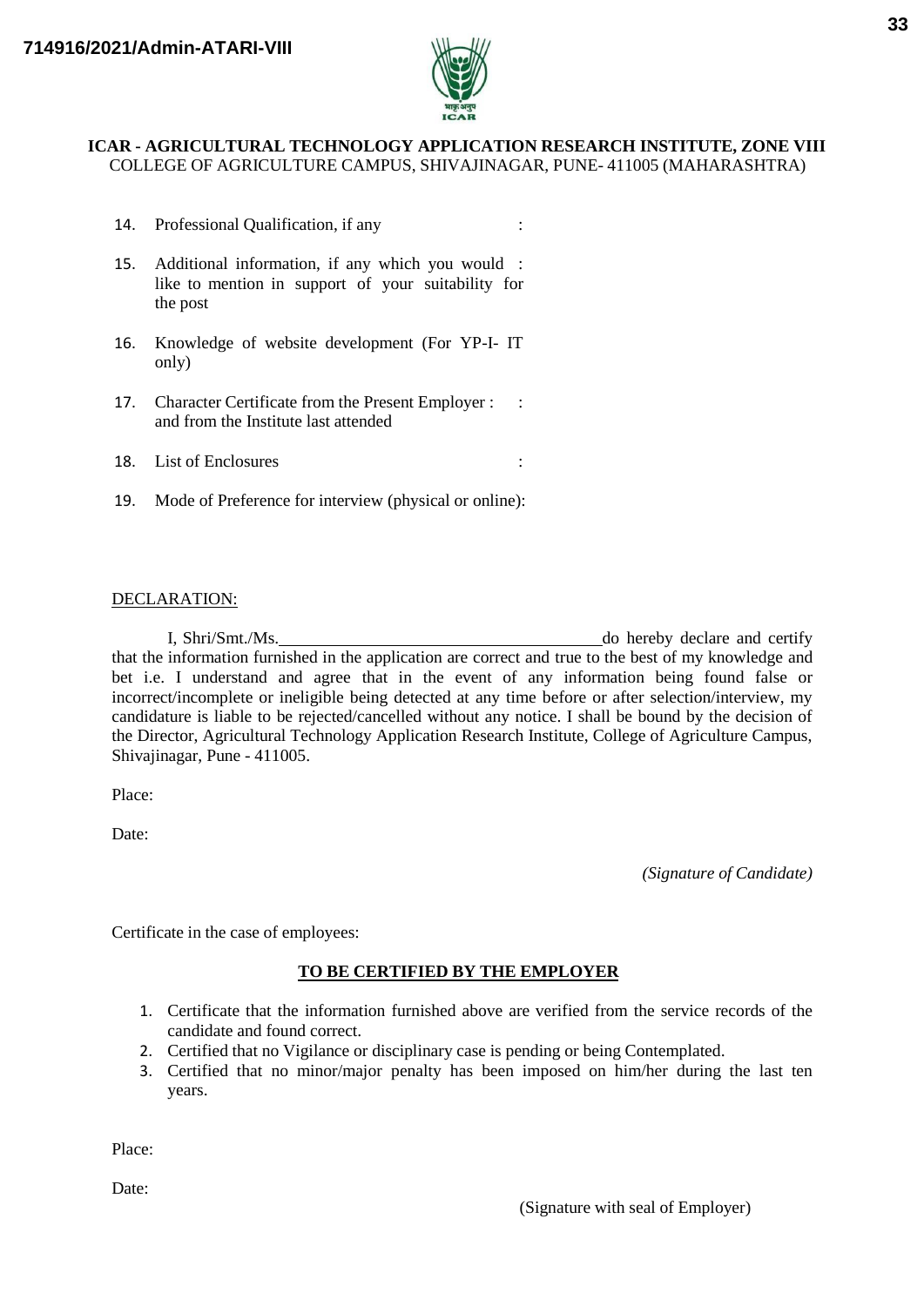**ICAR - AGRICULTURAL TECHNOLOGY APPLICATION RESEARCH INSTITUTE, ZONE VIII**
COLLEGE OF AGRICULTURE CAMPUS, SHIVAJINAGAR, PUNE- 411005 (MAHARASHTRA)

14. Professional Qualification, if any :

15. Additional information, if any which you would like to mention in support of your suitability for the post :

16. Knowledge of website development (For YP-I- IT only)

17. Character Certificate from the Present Employer : and from the Institute last attended :

18. List of Enclosures :

19. Mode of Preference for interview (physical or online):

DECLARATION:

I, Shri/Smt./Ms.\_\_\_\_\_\_\_\_\_\_\_\_\_\_\_\_\_\_\_\_\_\_\_\_\_\_\_\_\_\_\_\_\_\_\_\_\_\_do hereby declare and certify that the information furnished in the application are correct and true to the best of my knowledge and bet i.e. I understand and agree that in the event of any information being found false or incorrect/incomplete or ineligible being detected at any time before or after selection/interview, my candidature is liable to be rejected/cancelled without any notice. I shall be bound by the decision of the Director, Agricultural Technology Application Research Institute, College of Agriculture Campus, Shivajinagar, Pune - 411005.

Place:

Date:

*(Signature of Candidate)*

Certificate in the case of employees:

**TO BE CERTIFIED BY THE EMPLOYER**

1. Certificate that the information furnished above are verified from the service records of the candidate and found correct.
2. Certified that no Vigilance or disciplinary case is pending or being Contemplated.
3. Certified that no minor/major penalty has been imposed on him/her during the last ten years.

Place:

Date:

(Signature with seal of Employer)